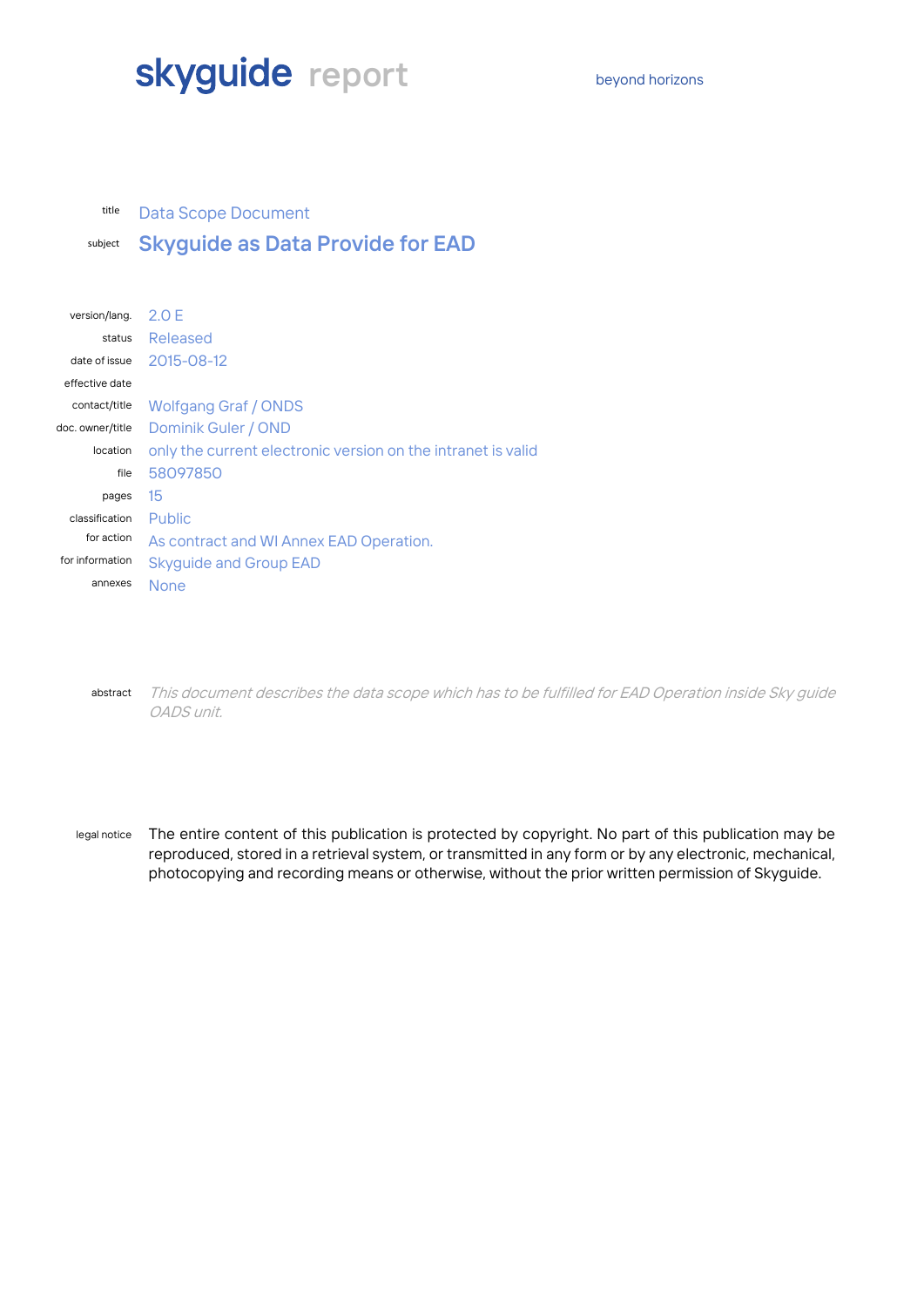**skyguide** report

beyond horizons

| | |
|---|---|
| title | Data Scope Document |
| subject | **Skyguide as Data Provide for EAD** |

| | |
|---|---|
| version/lang. | 2.0 E |
| status | Released |
| date of issue | 2015-08-12 |
| effective date | |
| contact/title | Wolfgang Graf / ONDS |
| doc. owner/title | Dominik Guler / OND |
| location | only the current electronic version on the intranet is valid |
| file | 58097850 |
| pages | 15 |
| classification | Public |
| for action | As contract and WI Annex EAD Operation. |
| for information | Skyguide and Group EAD |
| annexes | None |

abstract *This document describes the data scope which has to be fulfilled for EAD Operation inside Sky guide OADS unit.*

legal notice The entire content of this publication is protected by copyright. No part of this publication may be reproduced, stored in a retrieval system, or transmitted in any form or by any electronic, mechanical, photocopying and recording means or otherwise, without the prior written permission of Skyguide.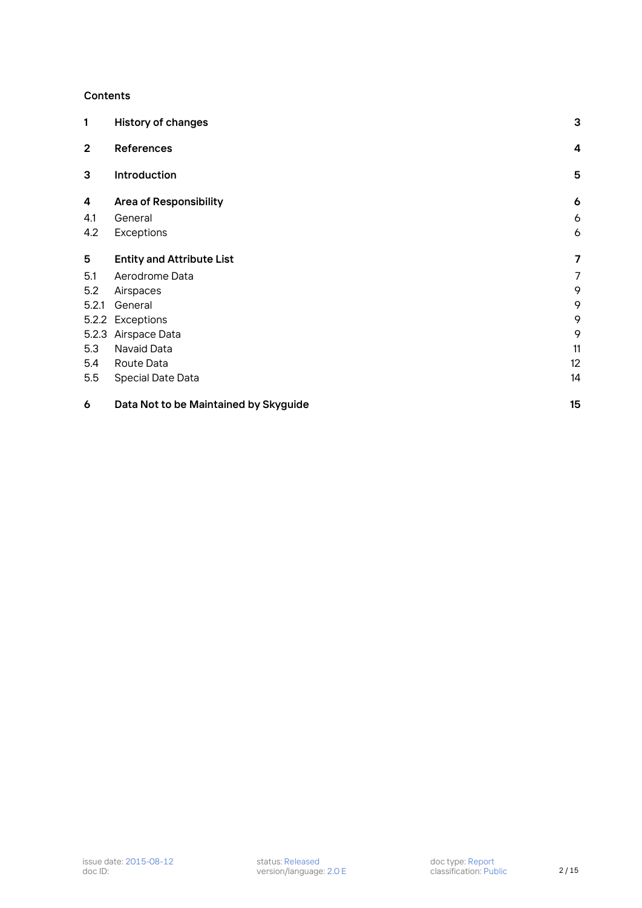**Contents**

| | | |
|---|---|---|
| **1** | **History of changes** | **3** |
| **2** | **References** | **4** |
| **3** | **Introduction** | **5** |
| **4** | **Area of Responsibility** | **6** |
| 4.1 | General | 6 |
| 4.2 | Exceptions | 6 |
| **5** | **Entity and Attribute List** | **7** |
| 5.1 | Aerodrome Data | 7 |
| 5.2 | Airspaces | 9 |
| 5.2.1 | General | 9 |
| 5.2.2 | Exceptions | 9 |
| 5.2.3 | Airspace Data | 9 |
| 5.3 | Navaid Data | 11 |
| 5.4 | Route Data | 12 |
| 5.5 | Special Date Data | 14 |
| **6** | **Data Not to be Maintained by Skyguide** | **15** |

issue date: 2015-08-12
doc ID:

status: Released
version/language: 2.0 E

doc type: Report
classification: Public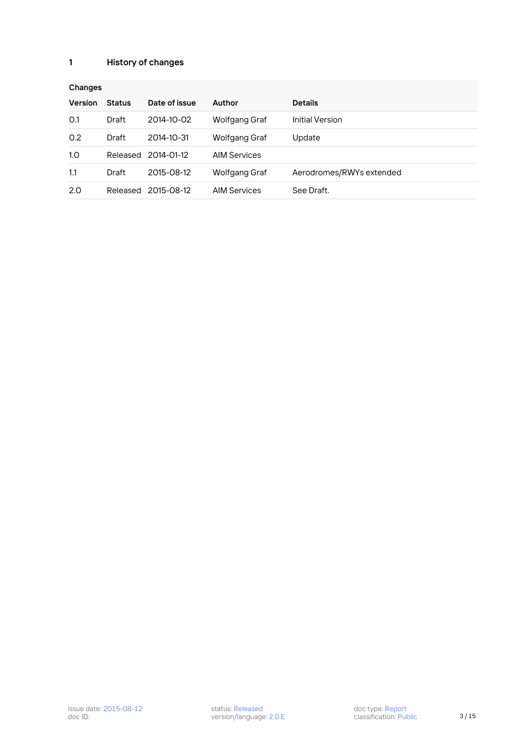# 1 History of changes

| Changes | | | | |
|---|---|---|---|---|
| **Version** | **Status** | **Date of issue** | **Author** | **Details** |
| 0.1 | Draft | 2014-10-02 | Wolfgang Graf | Initial Version |
| 0.2 | Draft | 2014-10-31 | Wolfgang Graf | Update |
| 1.0 | Released | 2014-01-12 | AIM Services | |
| 1.1 | Draft | 2015-08-12 | Wolfgang Graf | Aerodromes/RWYs extended |
| 2.0 | Released | 2015-08-12 | AIM Services | See Draft. |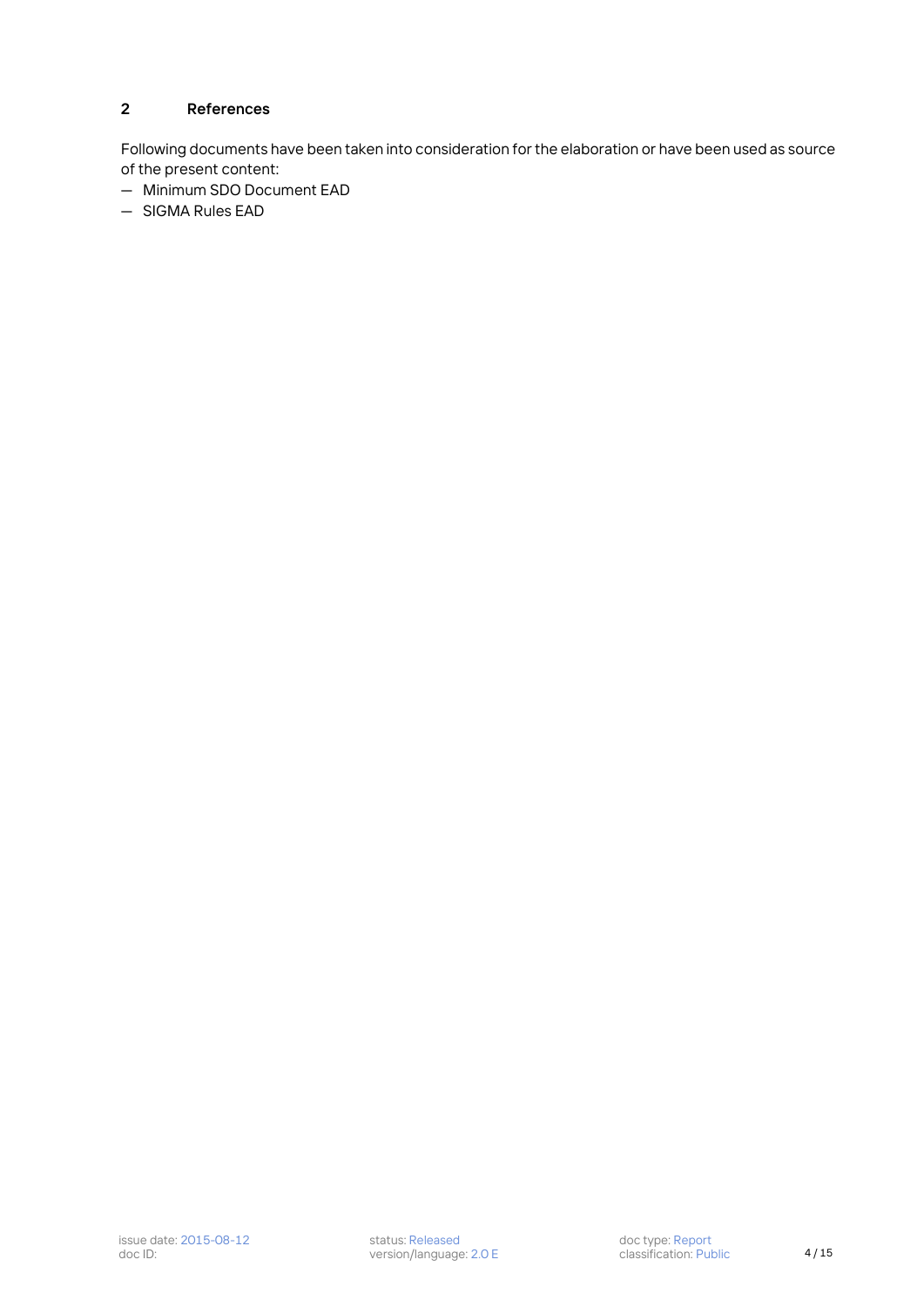## 2 References

Following documents have been taken into consideration for the elaboration or have been used as source of the present content:

- Minimum SDO Document EAD
- SIGMA Rules EAD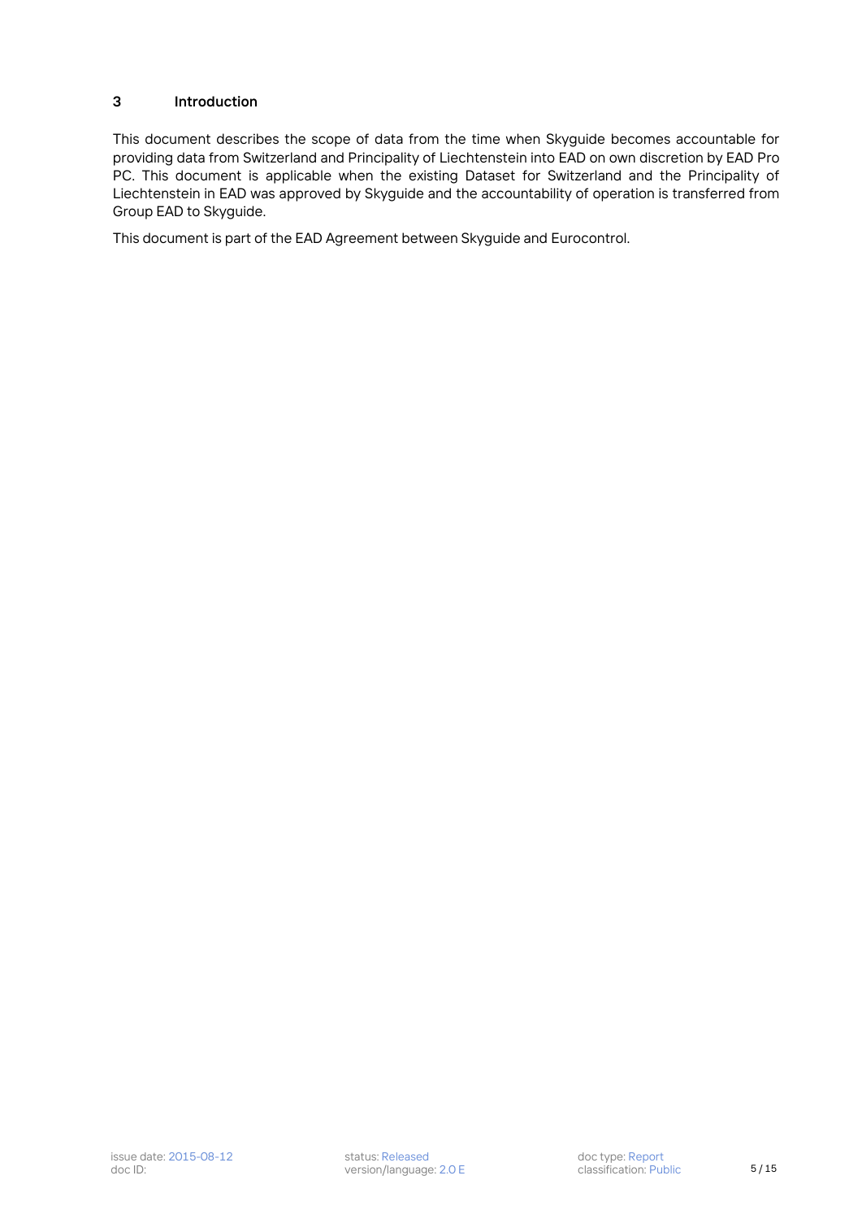## 3 Introduction

This document describes the scope of data from the time when Skyguide becomes accountable for providing data from Switzerland and Principality of Liechtenstein into EAD on own discretion by EAD Pro PC. This document is applicable when the existing Dataset for Switzerland and the Principality of Liechtenstein in EAD was approved by Skyguide and the accountability of operation is transferred from Group EAD to Skyguide.

This document is part of the EAD Agreement between Skyguide and Eurocontrol.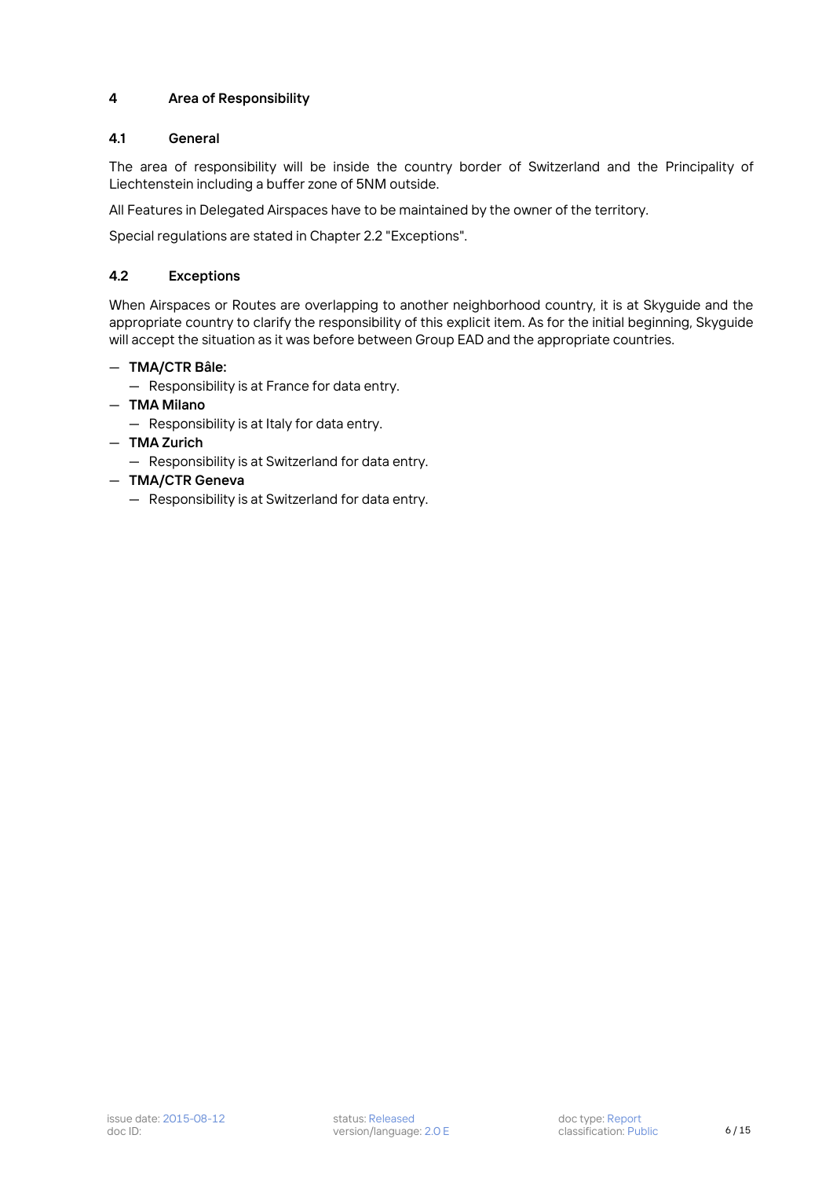# 4 Area of Responsibility

## 4.1 General

The area of responsibility will be inside the country border of Switzerland and the Principality of Liechtenstein including a buffer zone of 5NM outside.

All Features in Delegated Airspaces have to be maintained by the owner of the territory.

Special regulations are stated in Chapter 2.2 "Exceptions".

## 4.2 Exceptions

When Airspaces or Routes are overlapping to another neighborhood country, it is at Skyguide and the appropriate country to clarify the responsibility of this explicit item. As for the initial beginning, Skyguide will accept the situation as it was before between Group EAD and the appropriate countries.

- **TMA/CTR Bâle:**
  - Responsibility is at France for data entry.
- **TMA Milano**
  - Responsibility is at Italy for data entry.
- **TMA Zurich**
  - Responsibility is at Switzerland for data entry.
- **TMA/CTR Geneva**
  - Responsibility is at Switzerland for data entry.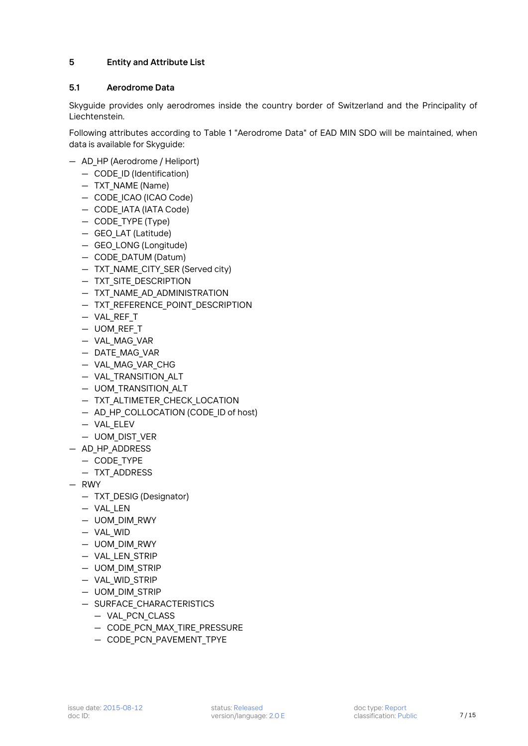## 5 Entity and Attribute List

### 5.1 Aerodrome Data

Skyguide provides only aerodromes inside the country border of Switzerland and the Principality of Liechtenstein.

Following attributes according to Table 1 "Aerodrome Data" of EAD MIN SDO will be maintained, when data is available for Skyguide:

- AD_HP (Aerodrome / Heliport)
  - CODE_ID (Identification)
  - TXT_NAME (Name)
  - CODE_ICAO (ICAO Code)
  - CODE_IATA (IATA Code)
  - CODE_TYPE (Type)
  - GEO_LAT (Latitude)
  - GEO_LONG (Longitude)
  - CODE_DATUM (Datum)
  - TXT_NAME_CITY_SER (Served city)
  - TXT_SITE_DESCRIPTION
  - TXT_NAME_AD_ADMINISTRATION
  - TXT_REFERENCE_POINT_DESCRIPTION
  - VAL_REF_T
  - UOM_REF_T
  - VAL_MAG_VAR
  - DATE_MAG_VAR
  - VAL_MAG_VAR_CHG
  - VAL_TRANSITION_ALT
  - UOM_TRANSITION_ALT
  - TXT_ALTIMETER_CHECK_LOCATION
  - AD_HP_COLLOCATION (CODE_ID of host)
  - VAL_ELEV
  - UOM_DIST_VER
- AD_HP_ADDRESS
  - CODE_TYPE
  - TXT_ADDRESS
- RWY
  - TXT_DESIG (Designator)
  - VAL_LEN
  - UOM_DIM_RWY
  - VAL_WID
  - UOM_DIM_RWY
  - VAL_LEN_STRIP
  - UOM_DIM_STRIP
  - VAL_WID_STRIP
  - UOM_DIM_STRIP
  - SURFACE_CHARACTERISTICS
    - VAL_PCN_CLASS
    - CODE_PCN_MAX_TIRE_PRESSURE
    - CODE_PCN_PAVEMENT_TPYE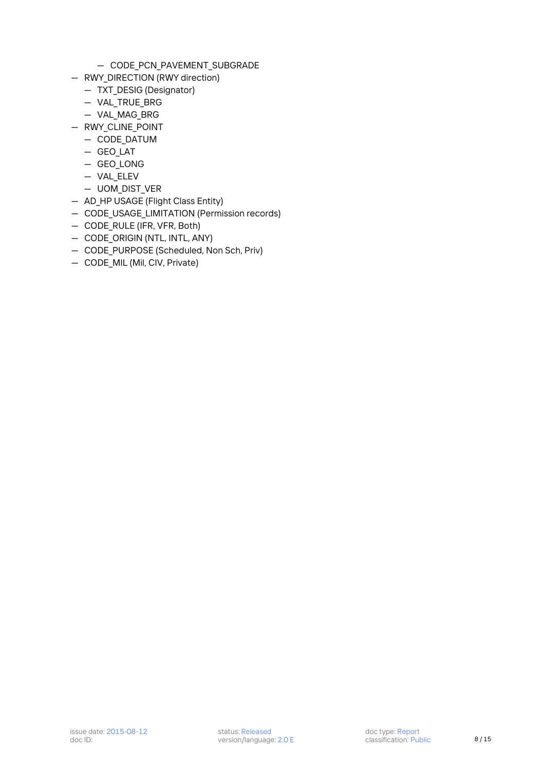- CODE_PCN_PAVEMENT_SUBGRADE
- RWY_DIRECTION (RWY direction)
  - TXT_DESIG (Designator)
  - VAL_TRUE_BRG
  - VAL_MAG_BRG
- RWY_CLINE_POINT
  - CODE_DATUM
  - GEO_LAT
  - GEO_LONG
  - VAL_ELEV
  - UOM_DIST_VER
- AD_HP USAGE (Flight Class Entity)
- CODE_USAGE_LIMITATION (Permission records)
- CODE_RULE (IFR, VFR, Both)
- CODE_ORIGIN (NTL, INTL, ANY)
- CODE_PURPOSE (Scheduled, Non Sch, Priv)
- CODE_MIL (Mil, CIV, Private)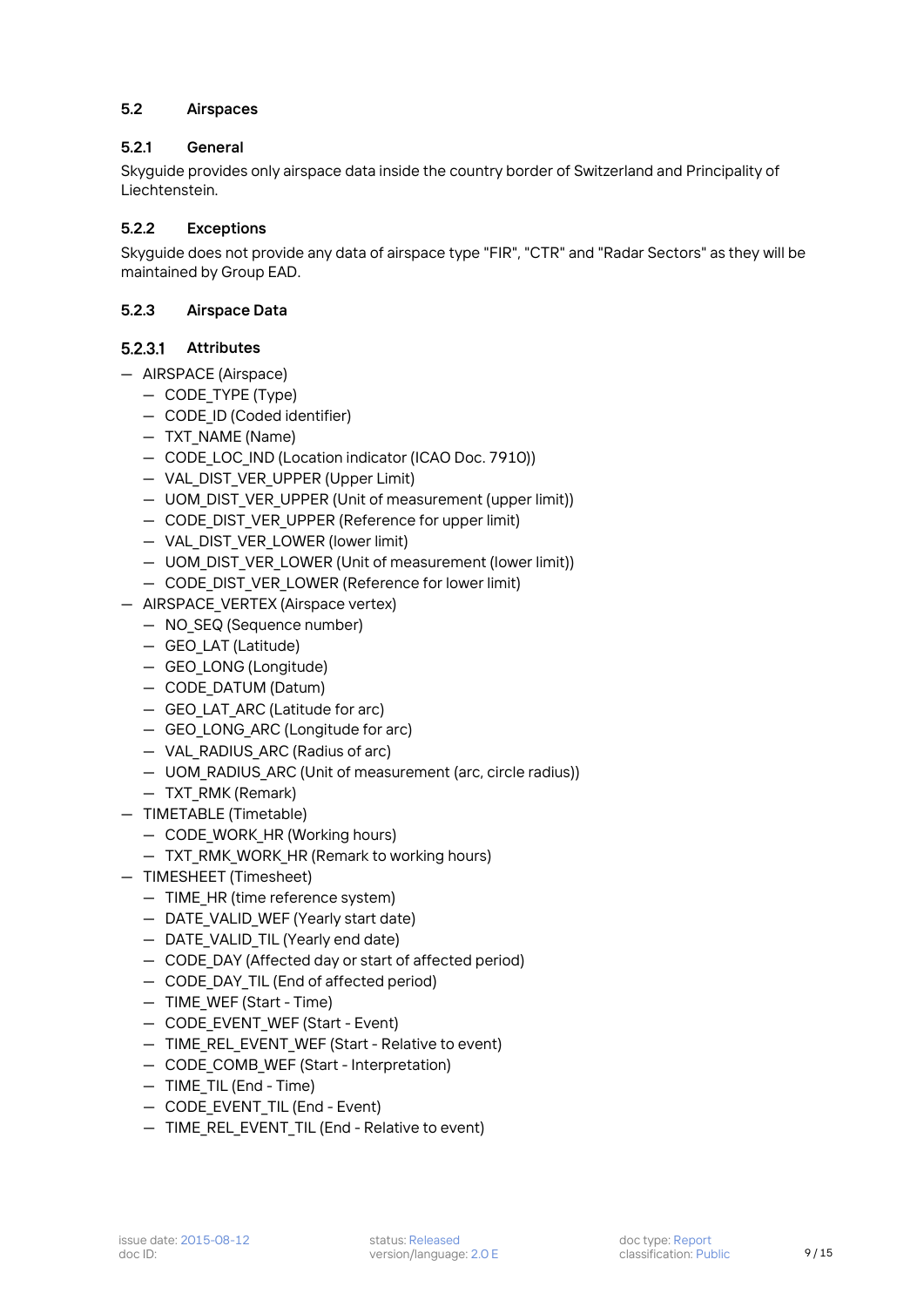### 5.2 Airspaces

#### 5.2.1 General

Skyguide provides only airspace data inside the country border of Switzerland and Principality of Liechtenstein.

#### 5.2.2 Exceptions

Skyguide does not provide any data of airspace type "FIR", "CTR" and "Radar Sectors" as they will be maintained by Group EAD.

#### 5.2.3 Airspace Data

##### 5.2.3.1 Attributes

- AIRSPACE (Airspace)
  - CODE_TYPE (Type)
  - CODE_ID (Coded identifier)
  - TXT_NAME (Name)
  - CODE_LOC_IND (Location indicator (ICAO Doc. 7910))
  - VAL_DIST_VER_UPPER (Upper Limit)
  - UOM_DIST_VER_UPPER (Unit of measurement (upper limit))
  - CODE_DIST_VER_UPPER (Reference for upper limit)
  - VAL_DIST_VER_LOWER (lower limit)
  - UOM_DIST_VER_LOWER (Unit of measurement (lower limit))
  - CODE_DIST_VER_LOWER (Reference for lower limit)
- AIRSPACE_VERTEX (Airspace vertex)
  - NO_SEQ (Sequence number)
  - GEO_LAT (Latitude)
  - GEO_LONG (Longitude)
  - CODE_DATUM (Datum)
  - GEO_LAT_ARC (Latitude for arc)
  - GEO_LONG_ARC (Longitude for arc)
  - VAL_RADIUS_ARC (Radius of arc)
  - UOM_RADIUS_ARC (Unit of measurement (arc, circle radius))
  - TXT_RMK (Remark)
- TIMETABLE (Timetable)
  - CODE_WORK_HR (Working hours)
  - TXT_RMK_WORK_HR (Remark to working hours)
- TIMESHEET (Timesheet)
  - TIME_HR (time reference system)
  - DATE_VALID_WEF (Yearly start date)
  - DATE_VALID_TIL (Yearly end date)
  - CODE_DAY (Affected day or start of affected period)
  - CODE_DAY_TIL (End of affected period)
  - TIME_WEF (Start - Time)
  - CODE_EVENT_WEF (Start - Event)
  - TIME_REL_EVENT_WEF (Start - Relative to event)
  - CODE_COMB_WEF (Start - Interpretation)
  - TIME_TIL (End - Time)
  - CODE_EVENT_TIL (End - Event)
  - TIME_REL_EVENT_TIL (End - Relative to event)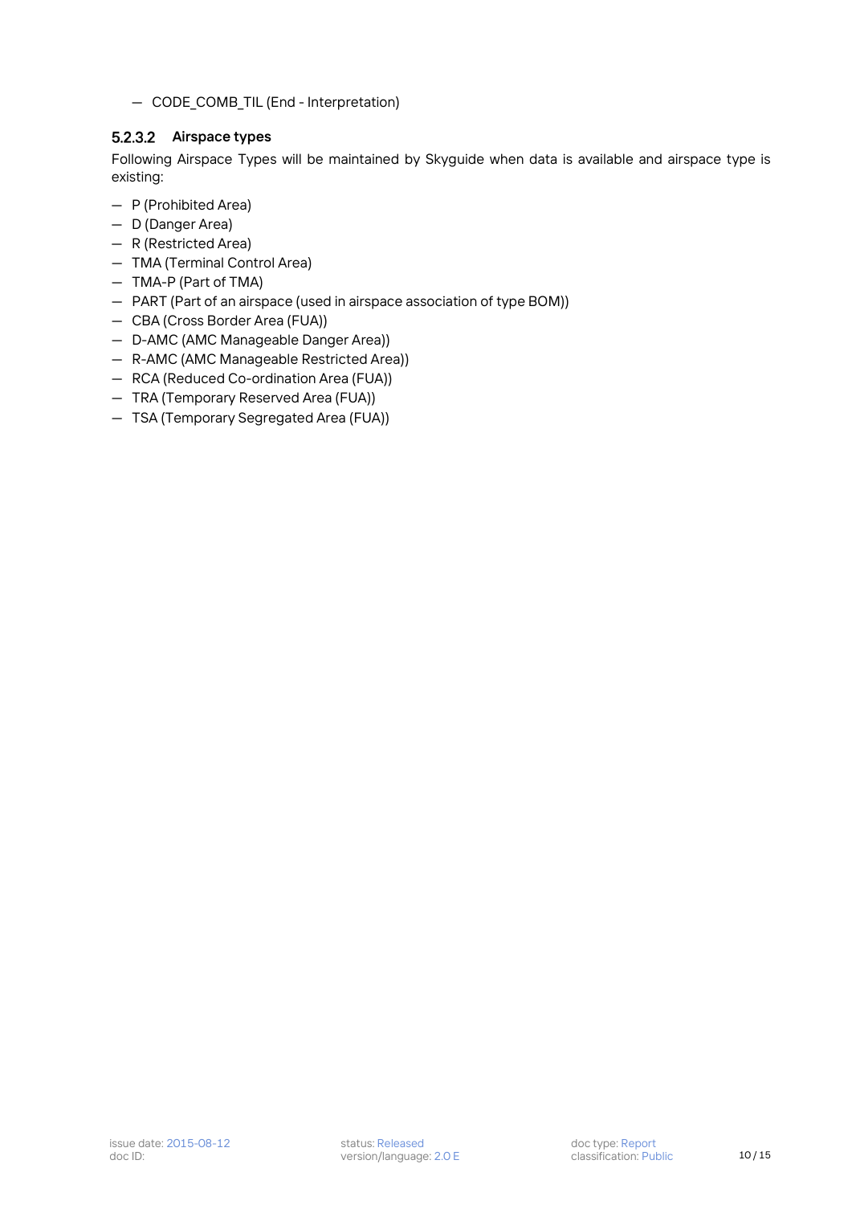- CODE_COMB_TIL (End - Interpretation)

#### 5.2.3.2 Airspace types

Following Airspace Types will be maintained by Skyguide when data is available and airspace type is existing:

- P (Prohibited Area)
- D (Danger Area)
- R (Restricted Area)
- TMA (Terminal Control Area)
- TMA-P (Part of TMA)
- PART (Part of an airspace (used in airspace association of type BOM))
- CBA (Cross Border Area (FUA))
- D-AMC (AMC Manageable Danger Area))
- R-AMC (AMC Manageable Restricted Area))
- RCA (Reduced Co-ordination Area (FUA))
- TRA (Temporary Reserved Area (FUA))
- TSA (Temporary Segregated Area (FUA))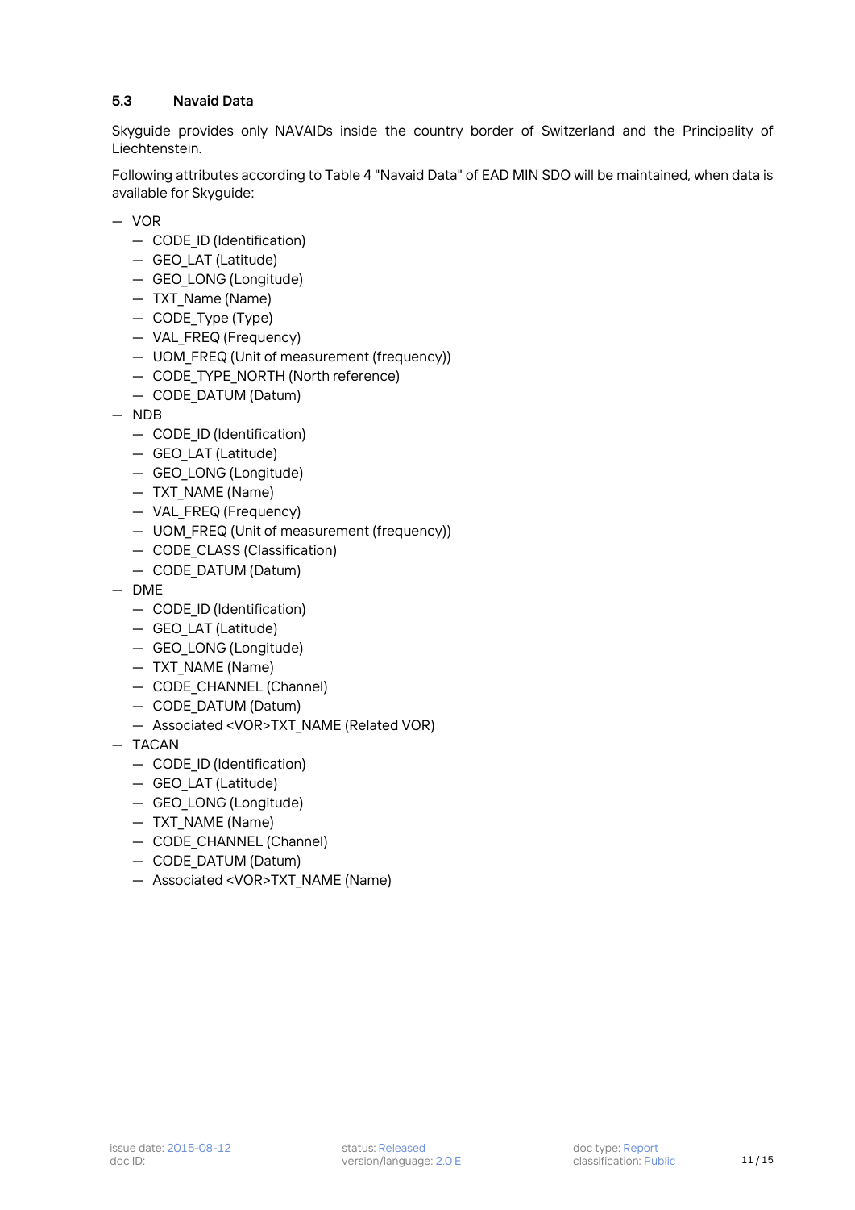## 5.3 Navaid Data

Skyguide provides only NAVAIDs inside the country border of Switzerland and the Principality of Liechtenstein.

Following attributes according to Table 4 "Navaid Data" of EAD MIN SDO will be maintained, when data is available for Skyguide:

- VOR
  - CODE_ID (Identification)
  - GEO_LAT (Latitude)
  - GEO_LONG (Longitude)
  - TXT_Name (Name)
  - CODE_Type (Type)
  - VAL_FREQ (Frequency)
  - UOM_FREQ (Unit of measurement (frequency))
  - CODE_TYPE_NORTH (North reference)
  - CODE_DATUM (Datum)
- NDB
  - CODE_ID (Identification)
  - GEO_LAT (Latitude)
  - GEO_LONG (Longitude)
  - TXT_NAME (Name)
  - VAL_FREQ (Frequency)
  - UOM_FREQ (Unit of measurement (frequency))
  - CODE_CLASS (Classification)
  - CODE_DATUM (Datum)
- DME
  - CODE_ID (Identification)
  - GEO_LAT (Latitude)
  - GEO_LONG (Longitude)
  - TXT_NAME (Name)
  - CODE_CHANNEL (Channel)
  - CODE_DATUM (Datum)
  - Associated <VOR>TXT_NAME (Related VOR)
- TACAN
  - CODE_ID (Identification)
  - GEO_LAT (Latitude)
  - GEO_LONG (Longitude)
  - TXT_NAME (Name)
  - CODE_CHANNEL (Channel)
  - CODE_DATUM (Datum)
  - Associated <VOR>TXT_NAME (Name)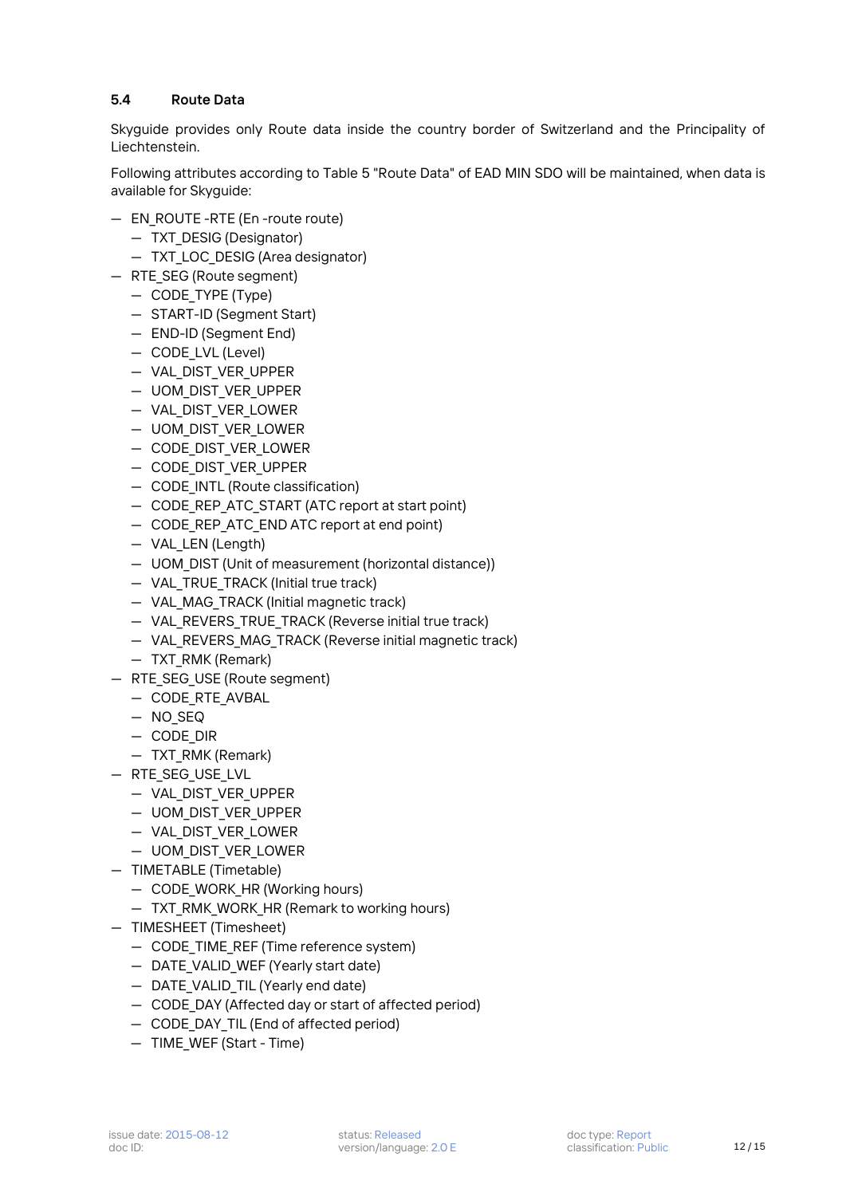### 5.4 Route Data

Skyguide provides only Route data inside the country border of Switzerland and the Principality of Liechtenstein.

Following attributes according to Table 5 "Route Data" of EAD MIN SDO will be maintained, when data is available for Skyguide:

- EN_ROUTE -RTE (En -route route)
  - TXT_DESIG (Designator)
  - TXT_LOC_DESIG (Area designator)
- RTE_SEG (Route segment)
  - CODE_TYPE (Type)
  - START-ID (Segment Start)
  - END-ID (Segment End)
  - CODE_LVL (Level)
  - VAL_DIST_VER_UPPER
  - UOM_DIST_VER_UPPER
  - VAL_DIST_VER_LOWER
  - UOM_DIST_VER_LOWER
  - CODE_DIST_VER_LOWER
  - CODE_DIST_VER_UPPER
  - CODE_INTL (Route classification)
  - CODE_REP_ATC_START (ATC report at start point)
  - CODE_REP_ATC_END ATC report at end point)
  - VAL_LEN (Length)
  - UOM_DIST (Unit of measurement (horizontal distance))
  - VAL_TRUE_TRACK (Initial true track)
  - VAL_MAG_TRACK (Initial magnetic track)
  - VAL_REVERS_TRUE_TRACK (Reverse initial true track)
  - VAL_REVERS_MAG_TRACK (Reverse initial magnetic track)
  - TXT_RMK (Remark)
- RTE_SEG_USE (Route segment)
  - CODE_RTE_AVBAL
  - NO_SEQ
  - CODE_DIR
  - TXT_RMK (Remark)
- RTE_SEG_USE_LVL
  - VAL_DIST_VER_UPPER
  - UOM_DIST_VER_UPPER
  - VAL_DIST_VER_LOWER
  - UOM_DIST_VER_LOWER
- TIMETABLE (Timetable)
  - CODE_WORK_HR (Working hours)
  - TXT_RMK_WORK_HR (Remark to working hours)
- TIMESHEET (Timesheet)
  - CODE_TIME_REF (Time reference system)
  - DATE_VALID_WEF (Yearly start date)
  - DATE_VALID_TIL (Yearly end date)
  - CODE_DAY (Affected day or start of affected period)
  - CODE_DAY_TIL (End of affected period)
  - TIME_WEF (Start - Time)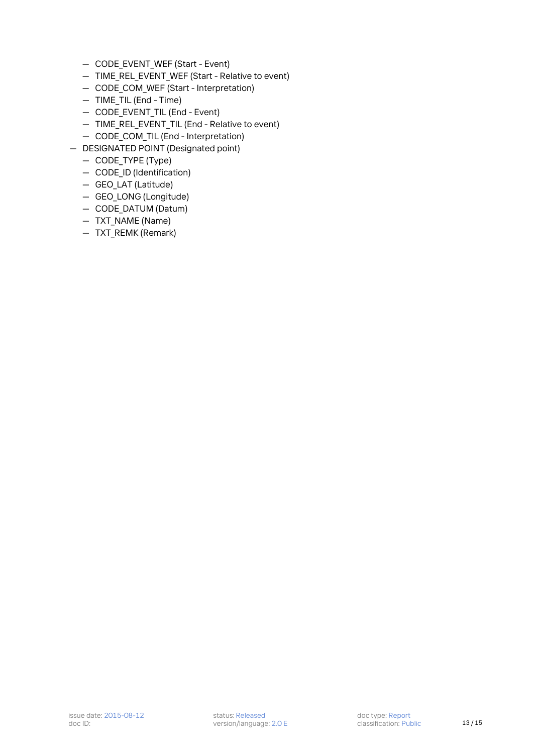- CODE_EVENT_WEF (Start - Event)
  - TIME_REL_EVENT_WEF (Start - Relative to event)
  - CODE_COM_WEF (Start - Interpretation)
  - TIME_TIL (End - Time)
  - CODE_EVENT_TIL (End - Event)
  - TIME_REL_EVENT_TIL (End - Relative to event)
  - CODE_COM_TIL (End - Interpretation)
- DESIGNATED POINT (Designated point)
  - CODE_TYPE (Type)
  - CODE_ID (Identification)
  - GEO_LAT (Latitude)
  - GEO_LONG (Longitude)
  - CODE_DATUM (Datum)
  - TXT_NAME (Name)
  - TXT_REMK (Remark)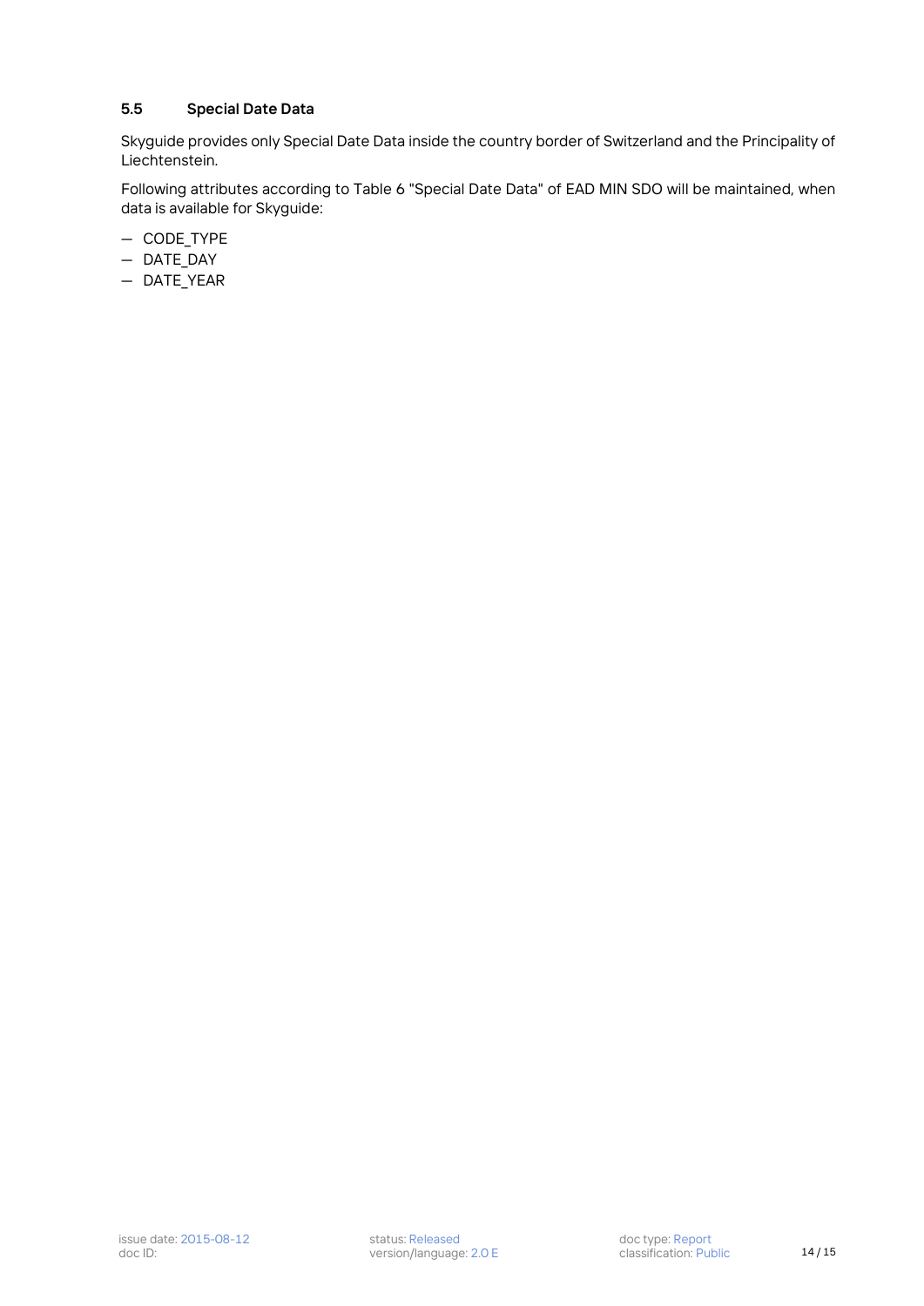### 5.5 Special Date Data

Skyguide provides only Special Date Data inside the country border of Switzerland and the Principality of Liechtenstein.

Following attributes according to Table 6 "Special Date Data" of EAD MIN SDO will be maintained, when data is available for Skyguide:

- CODE_TYPE
- DATE_DAY
- DATE_YEAR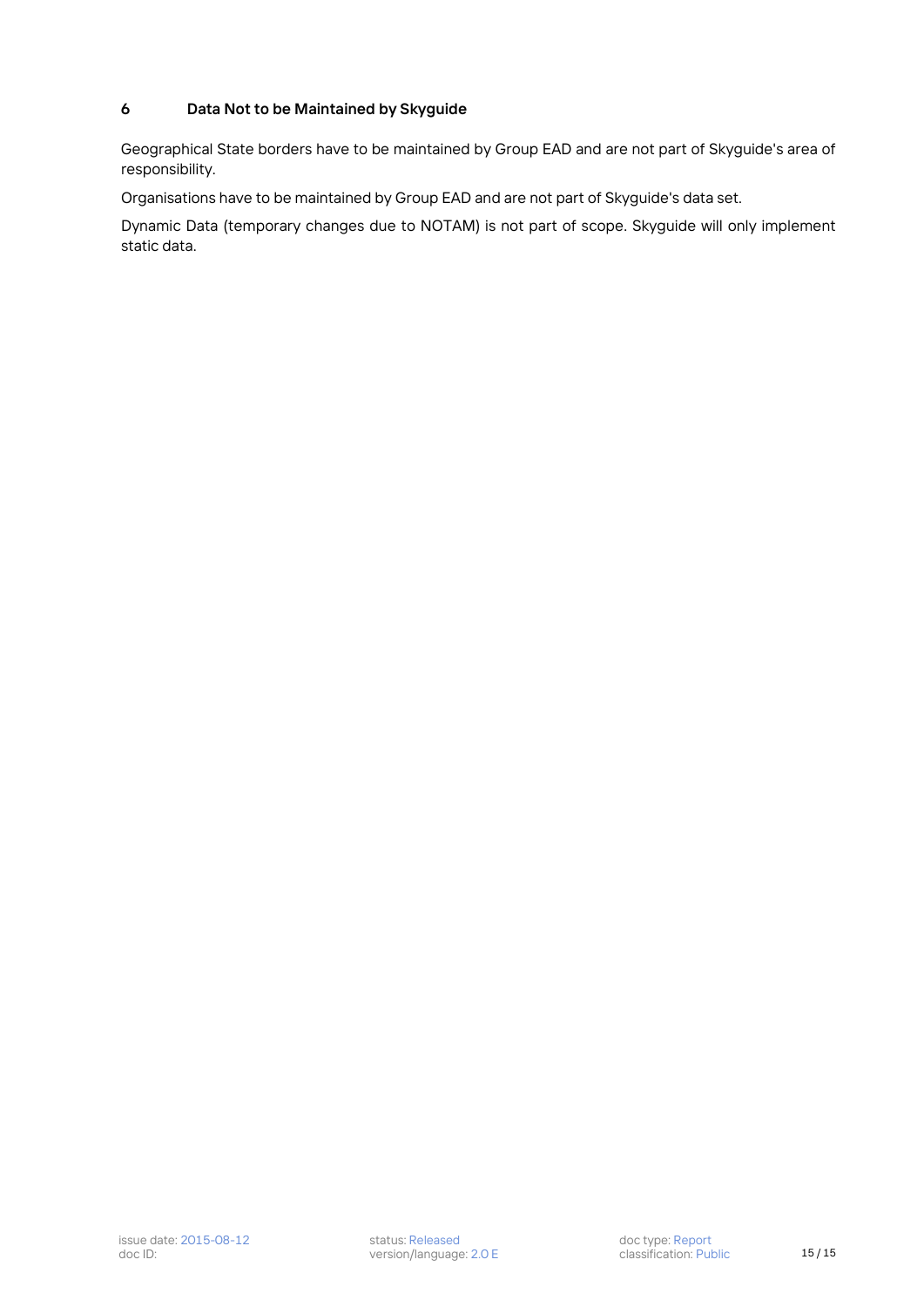## 6 Data Not to be Maintained by Skyguide

Geographical State borders have to be maintained by Group EAD and are not part of Skyguide's area of responsibility.

Organisations have to be maintained by Group EAD and are not part of Skyguide's data set.

Dynamic Data (temporary changes due to NOTAM) is not part of scope. Skyguide will only implement static data.